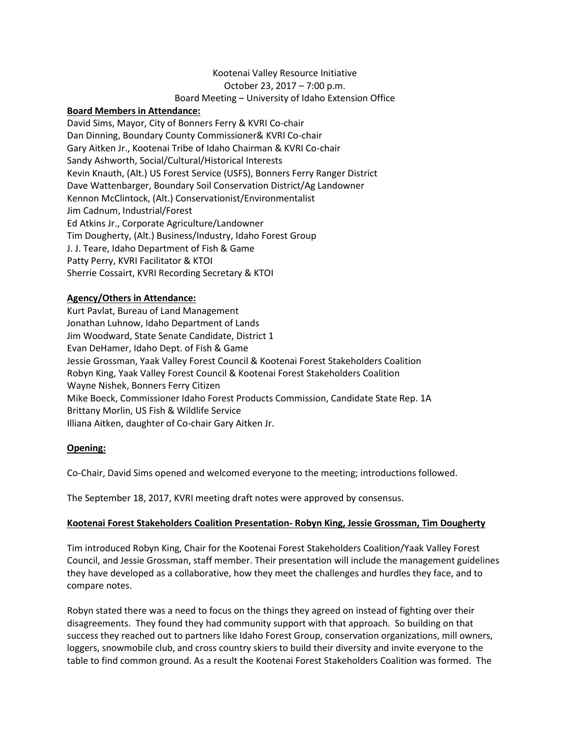Kootenai Valley Resource Initiative
October 23, 2017 – 7:00 p.m.
Board Meeting – University of Idaho Extension Office

**Board Members in Attendance:**

David Sims, Mayor, City of Bonners Ferry & KVRI Co-chair
Dan Dinning, Boundary County Commissioner& KVRI Co-chair
Gary Aitken Jr., Kootenai Tribe of Idaho Chairman & KVRI Co-chair
Sandy Ashworth, Social/Cultural/Historical Interests
Kevin Knauth, (Alt.) US Forest Service (USFS), Bonners Ferry Ranger District
Dave Wattenbarger, Boundary Soil Conservation District/Ag Landowner
Kennon McClintock, (Alt.) Conservationist/Environmentalist
Jim Cadnum, Industrial/Forest
Ed Atkins Jr., Corporate Agriculture/Landowner
Tim Dougherty, (Alt.) Business/Industry, Idaho Forest Group
J. J. Teare, Idaho Department of Fish & Game
Patty Perry, KVRI Facilitator & KTOI
Sherrie Cossairt, KVRI Recording Secretary & KTOI

**Agency/Others in Attendance:**

Kurt Pavlat, Bureau of Land Management
Jonathan Luhnow, Idaho Department of Lands
Jim Woodward, State Senate Candidate, District 1
Evan DeHamer, Idaho Dept. of Fish & Game
Jessie Grossman, Yaak Valley Forest Council & Kootenai Forest Stakeholders Coalition
Robyn King, Yaak Valley Forest Council & Kootenai Forest Stakeholders Coalition
Wayne Nishek, Bonners Ferry Citizen
Mike Boeck, Commissioner Idaho Forest Products Commission, Candidate State Rep. 1A
Brittany Morlin, US Fish & Wildlife Service
Illiana Aitken, daughter of Co-chair Gary Aitken Jr.

**Opening:**

Co-Chair, David Sims opened and welcomed everyone to the meeting; introductions followed.

The September 18, 2017, KVRI meeting draft notes were approved by consensus.

**Kootenai Forest Stakeholders Coalition Presentation- Robyn King, Jessie Grossman, Tim Dougherty**

Tim introduced Robyn King, Chair for the Kootenai Forest Stakeholders Coalition/Yaak Valley Forest Council, and Jessie Grossman, staff member. Their presentation will include the management guidelines they have developed as a collaborative, how they meet the challenges and hurdles they face, and to compare notes.

Robyn stated there was a need to focus on the things they agreed on instead of fighting over their disagreements. They found they had community support with that approach. So building on that success they reached out to partners like Idaho Forest Group, conservation organizations, mill owners, loggers, snowmobile club, and cross country skiers to build their diversity and invite everyone to the table to find common ground. As a result the Kootenai Forest Stakeholders Coalition was formed. The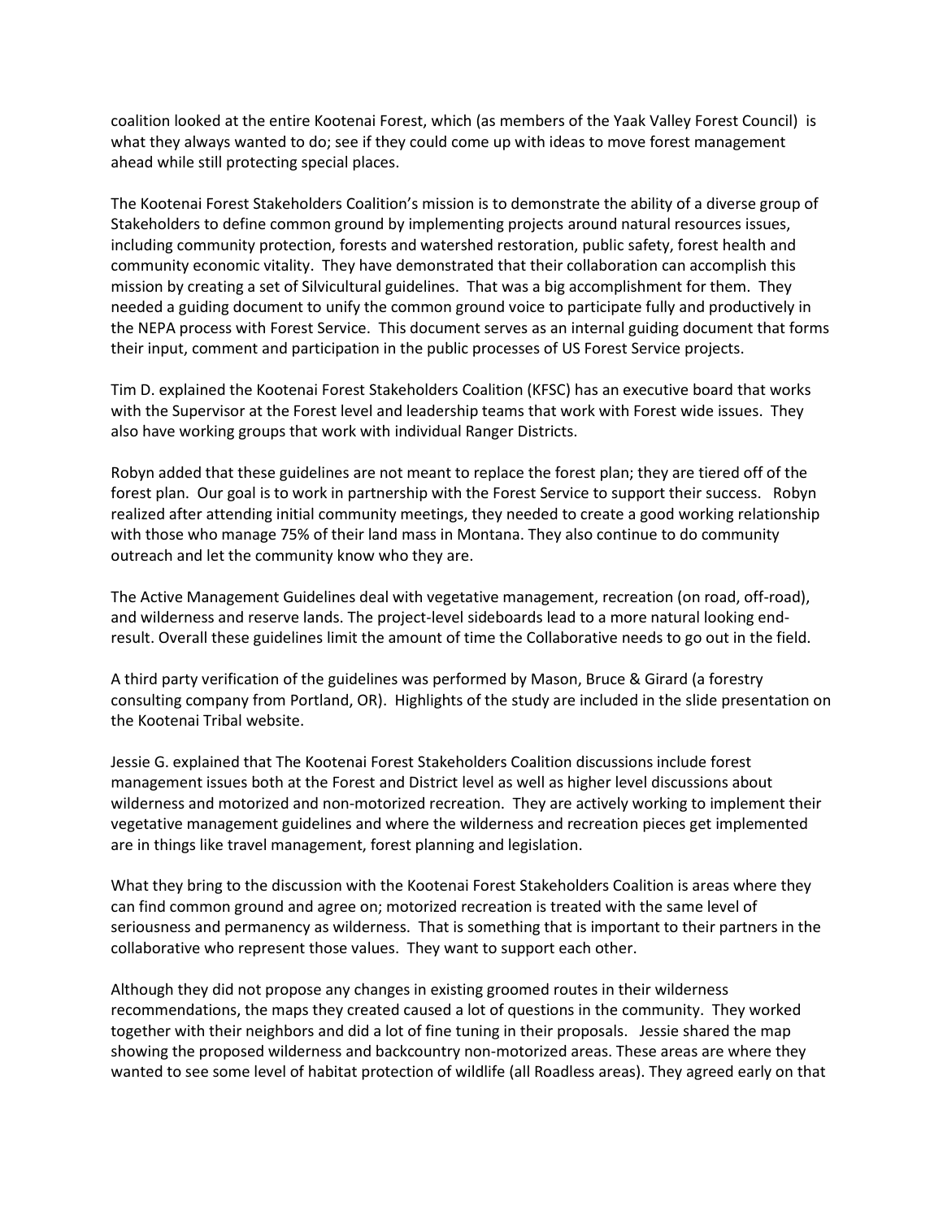coalition looked at the entire Kootenai Forest, which (as members of the Yaak Valley Forest Council) is what they always wanted to do; see if they could come up with ideas to move forest management ahead while still protecting special places.

The Kootenai Forest Stakeholders Coalition's mission is to demonstrate the ability of a diverse group of Stakeholders to define common ground by implementing projects around natural resources issues, including community protection, forests and watershed restoration, public safety, forest health and community economic vitality. They have demonstrated that their collaboration can accomplish this mission by creating a set of Silvicultural guidelines. That was a big accomplishment for them. They needed a guiding document to unify the common ground voice to participate fully and productively in the NEPA process with Forest Service. This document serves as an internal guiding document that forms their input, comment and participation in the public processes of US Forest Service projects.

Tim D. explained the Kootenai Forest Stakeholders Coalition (KFSC) has an executive board that works with the Supervisor at the Forest level and leadership teams that work with Forest wide issues. They also have working groups that work with individual Ranger Districts.

Robyn added that these guidelines are not meant to replace the forest plan; they are tiered off of the forest plan. Our goal is to work in partnership with the Forest Service to support their success. Robyn realized after attending initial community meetings, they needed to create a good working relationship with those who manage 75% of their land mass in Montana. They also continue to do community outreach and let the community know who they are.

The Active Management Guidelines deal with vegetative management, recreation (on road, off-road), and wilderness and reserve lands. The project-level sideboards lead to a more natural looking end-result. Overall these guidelines limit the amount of time the Collaborative needs to go out in the field.

A third party verification of the guidelines was performed by Mason, Bruce & Girard (a forestry consulting company from Portland, OR). Highlights of the study are included in the slide presentation on the Kootenai Tribal website.

Jessie G. explained that The Kootenai Forest Stakeholders Coalition discussions include forest management issues both at the Forest and District level as well as higher level discussions about wilderness and motorized and non-motorized recreation. They are actively working to implement their vegetative management guidelines and where the wilderness and recreation pieces get implemented are in things like travel management, forest planning and legislation.

What they bring to the discussion with the Kootenai Forest Stakeholders Coalition is areas where they can find common ground and agree on; motorized recreation is treated with the same level of seriousness and permanency as wilderness. That is something that is important to their partners in the collaborative who represent those values. They want to support each other.

Although they did not propose any changes in existing groomed routes in their wilderness recommendations, the maps they created caused a lot of questions in the community. They worked together with their neighbors and did a lot of fine tuning in their proposals. Jessie shared the map showing the proposed wilderness and backcountry non-motorized areas. These areas are where they wanted to see some level of habitat protection of wildlife (all Roadless areas). They agreed early on that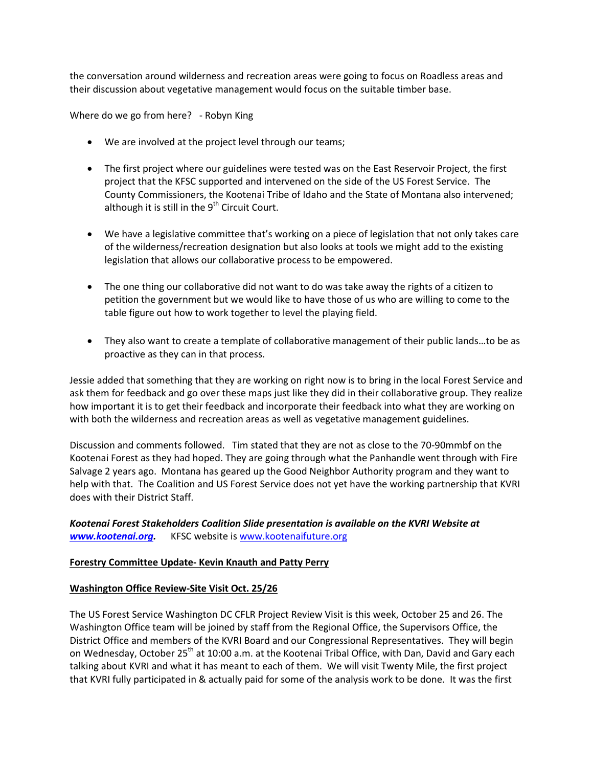the conversation around wilderness and recreation areas were going to focus on Roadless areas and their discussion about vegetative management would focus on the suitable timber base.

Where do we go from here? - Robyn King

- We are involved at the project level through our teams;
- The first project where our guidelines were tested was on the East Reservoir Project, the first project that the KFSC supported and intervened on the side of the US Forest Service. The County Commissioners, the Kootenai Tribe of Idaho and the State of Montana also intervened; although it is still in the 9th Circuit Court.
- We have a legislative committee that's working on a piece of legislation that not only takes care of the wilderness/recreation designation but also looks at tools we might add to the existing legislation that allows our collaborative process to be empowered.
- The one thing our collaborative did not want to do was take away the rights of a citizen to petition the government but we would like to have those of us who are willing to come to the table figure out how to work together to level the playing field.
- They also want to create a template of collaborative management of their public lands…to be as proactive as they can in that process.

Jessie added that something that they are working on right now is to bring in the local Forest Service and ask them for feedback and go over these maps just like they did in their collaborative group. They realize how important it is to get their feedback and incorporate their feedback into what they are working on with both the wilderness and recreation areas as well as vegetative management guidelines.

Discussion and comments followed. Tim stated that they are not as close to the 70-90mmbf on the Kootenai Forest as they had hoped. They are going through what the Panhandle went through with Fire Salvage 2 years ago. Montana has geared up the Good Neighbor Authority program and they want to help with that. The Coalition and US Forest Service does not yet have the working partnership that KVRI does with their District Staff.

***Kootenai Forest Stakeholders Coalition Slide presentation is available on the KVRI Website at [www.kootenai.org](www.kootenai.org).*** KFSC website is [www.kootenaifuture.org](www.kootenaifuture.org)

**Forestry Committee Update- Kevin Knauth and Patty Perry**

**Washington Office Review-Site Visit Oct. 25/26**

The US Forest Service Washington DC CFLR Project Review Visit is this week, October 25 and 26. The Washington Office team will be joined by staff from the Regional Office, the Supervisors Office, the District Office and members of the KVRI Board and our Congressional Representatives. They will begin on Wednesday, October 25th at 10:00 a.m. at the Kootenai Tribal Office, with Dan, David and Gary each talking about KVRI and what it has meant to each of them. We will visit Twenty Mile, the first project that KVRI fully participated in & actually paid for some of the analysis work to be done. It was the first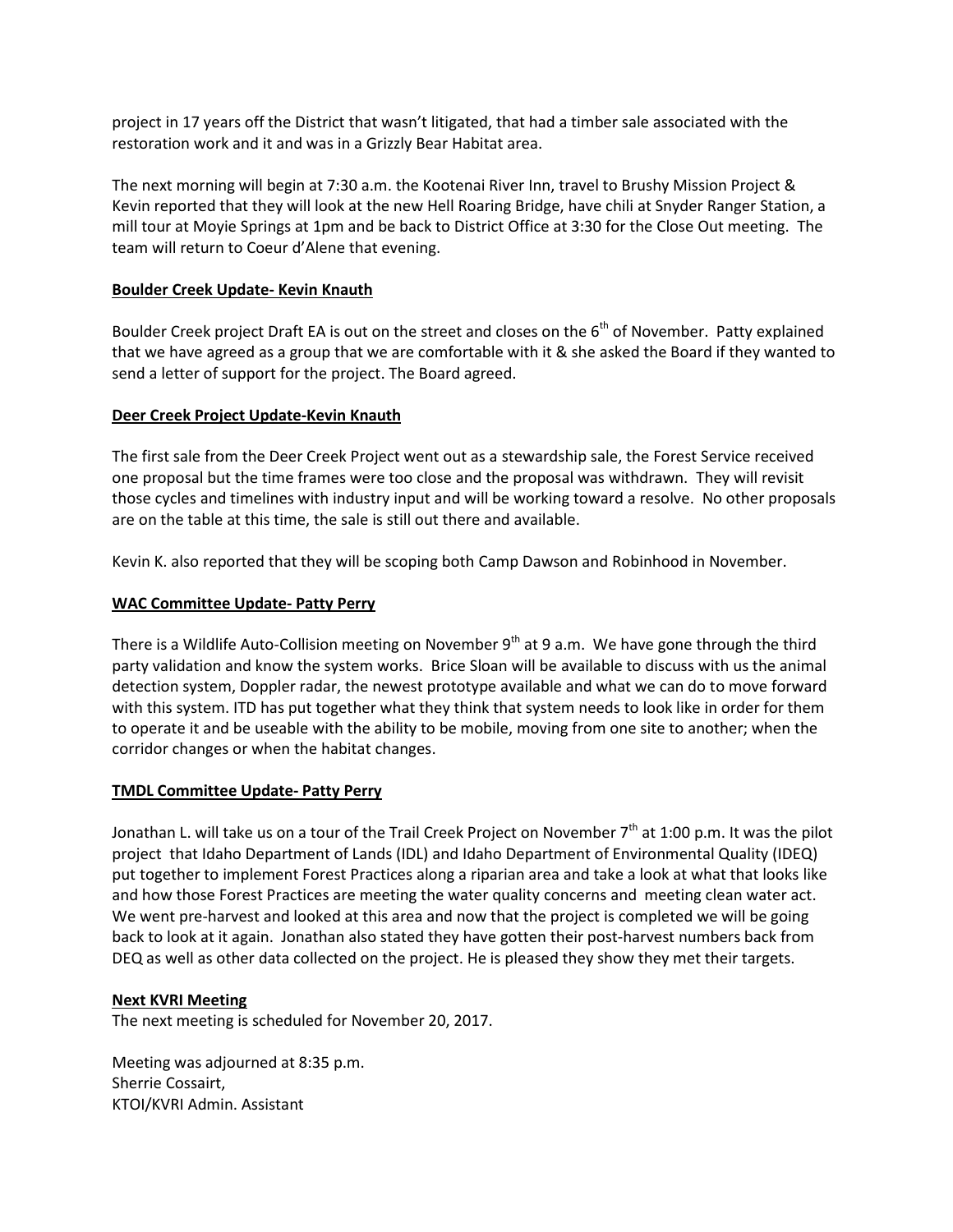project in 17 years off the District that wasn't litigated, that had a timber sale associated with the restoration work and it and was in a Grizzly Bear Habitat area.

The next morning will begin at 7:30 a.m. the Kootenai River Inn, travel to Brushy Mission Project & Kevin reported that they will look at the new Hell Roaring Bridge, have chili at Snyder Ranger Station, a mill tour at Moyie Springs at 1pm and be back to District Office at 3:30 for the Close Out meeting. The team will return to Coeur d'Alene that evening.

**Boulder Creek Update- Kevin Knauth**

Boulder Creek project Draft EA is out on the street and closes on the 6th of November. Patty explained that we have agreed as a group that we are comfortable with it & she asked the Board if they wanted to send a letter of support for the project. The Board agreed.

**Deer Creek Project Update-Kevin Knauth**

The first sale from the Deer Creek Project went out as a stewardship sale, the Forest Service received one proposal but the time frames were too close and the proposal was withdrawn. They will revisit those cycles and timelines with industry input and will be working toward a resolve. No other proposals are on the table at this time, the sale is still out there and available.

Kevin K. also reported that they will be scoping both Camp Dawson and Robinhood in November.

**WAC Committee Update- Patty Perry**

There is a Wildlife Auto-Collision meeting on November 9th at 9 a.m. We have gone through the third party validation and know the system works. Brice Sloan will be available to discuss with us the animal detection system, Doppler radar, the newest prototype available and what we can do to move forward with this system. ITD has put together what they think that system needs to look like in order for them to operate it and be useable with the ability to be mobile, moving from one site to another; when the corridor changes or when the habitat changes.

**TMDL Committee Update- Patty Perry**

Jonathan L. will take us on a tour of the Trail Creek Project on November 7th at 1:00 p.m. It was the pilot project that Idaho Department of Lands (IDL) and Idaho Department of Environmental Quality (IDEQ) put together to implement Forest Practices along a riparian area and take a look at what that looks like and how those Forest Practices are meeting the water quality concerns and meeting clean water act. We went pre-harvest and looked at this area and now that the project is completed we will be going back to look at it again. Jonathan also stated they have gotten their post-harvest numbers back from DEQ as well as other data collected on the project. He is pleased they show they met their targets.

**Next KVRI Meeting**

The next meeting is scheduled for November 20, 2017.

Meeting was adjourned at 8:35 p.m.
Sherrie Cossairt,
KTOI/KVRI Admin. Assistant